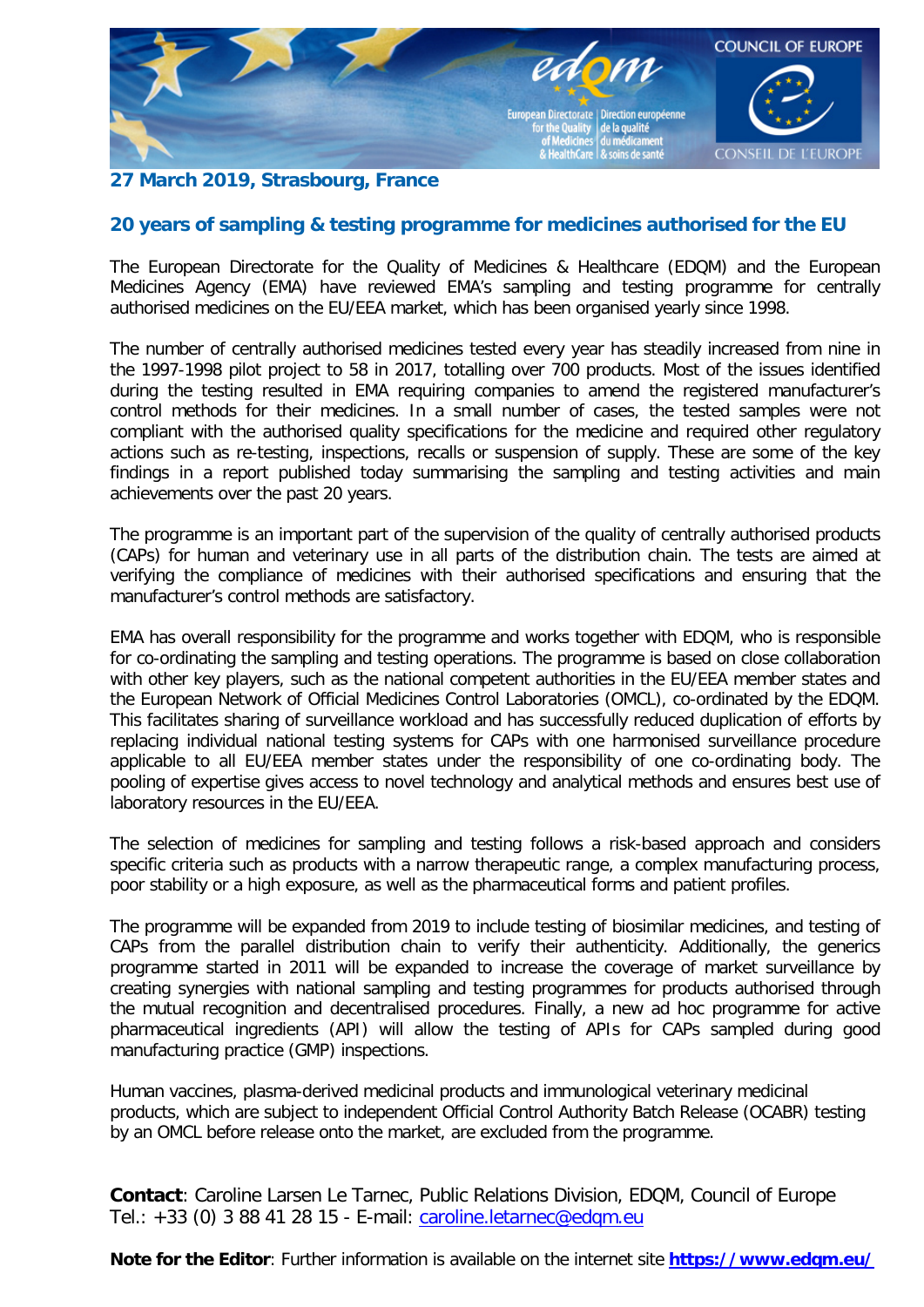**27 March 2019, Strasbourg, France**

## 20 years of sampling & testing programme for medicines authorised for the EU

The European Directorate for the Quality of Medicines & Healthcare (EDQM) and the European Medicines Agency (EMA) have reviewed EMA's sampling and testing programme for centrally authorised medicines on the EU/EEA market, which has been organised yearly since 1998.

The number of centrally authorised medicines tested every year has steadily increased from nine in the 1997-1998 pilot project to 58 in 2017, totalling over 700 products. Most of the issues identified during the testing resulted in EMA requiring companies to amend the registered manufacturer's control methods for their medicines. In a small number of cases, the tested samples were not compliant with the authorised quality specifications for the medicine and required other regulatory actions such as re-testing, inspections, recalls or suspension of supply. These are some of the key findings in a report published today summarising the sampling and testing activities and main achievements over the past 20 years.

The programme is an important part of the supervision of the quality of centrally authorised products (CAPs) for human and veterinary use in all parts of the distribution chain. The tests are aimed at verifying the compliance of medicines with their authorised specifications and ensuring that the manufacturer's control methods are satisfactory.

EMA has overall responsibility for the programme and works together with EDQM, who is responsible for co-ordinating the sampling and testing operations. The programme is based on close collaboration with other key players, such as the national competent authorities in the EU/EEA member states and the European Network of Official Medicines Control Laboratories (OMCL), co-ordinated by the EDQM. This facilitates sharing of surveillance workload and has successfully reduced duplication of efforts by replacing individual national testing systems for CAPs with one harmonised surveillance procedure applicable to all EU/EEA member states under the responsibility of one co-ordinating body. The pooling of expertise gives access to novel technology and analytical methods and ensures best use of laboratory resources in the EU/EEA.

The selection of medicines for sampling and testing follows a risk-based approach and considers specific criteria such as products with a narrow therapeutic range, a complex manufacturing process, poor stability or a high exposure, as well as the pharmaceutical forms and patient profiles.

The programme will be expanded from 2019 to include testing of biosimilar medicines, and testing of CAPs from the parallel distribution chain to verify their authenticity. Additionally, the generics programme started in 2011 will be expanded to increase the coverage of market surveillance by creating synergies with national sampling and testing programmes for products authorised through the mutual recognition and decentralised procedures. Finally, a new ad hoc programme for active pharmaceutical ingredients (API) will allow the testing of APIs for CAPs sampled during good manufacturing practice (GMP) inspections.

Human vaccines, plasma-derived medicinal products and immunological veterinary medicinal products, which are subject to independent Official Control Authority Batch Release (OCABR) testing by an OMCL before release onto the market, are excluded from the programme.

**Contact**: Caroline Larsen Le Tarnec, Public Relations Division, EDQM, Council of Europe
Tel.: +33 (0) 3 88 41 28 15 - E-mail: caroline.letarnec@edqm.eu

**Note for the Editor**: Further information is available on the internet site **https://www.edqm.eu/**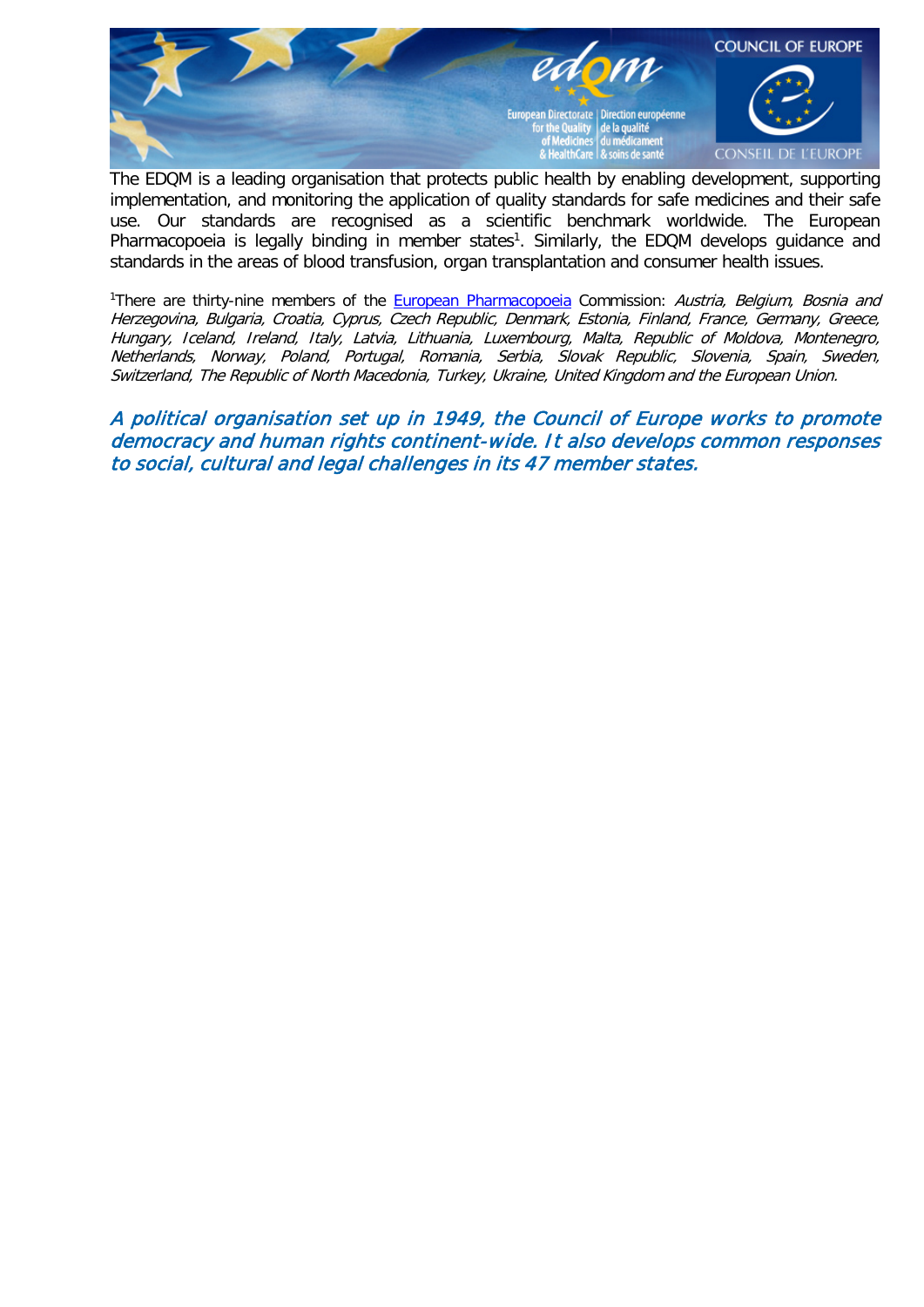The EDQM is a leading organisation that protects public health by enabling development, supporting implementation, and monitoring the application of quality standards for safe medicines and their safe use. Our standards are recognised as a scientific benchmark worldwide. The European Pharmacopoeia is legally binding in member states[1]. Similarly, the EDQM develops guidance and standards in the areas of blood transfusion, organ transplantation and consumer health issues.

[1]There are thirty-nine members of the European Pharmacopoeia Commission: *Austria, Belgium, Bosnia and Herzegovina, Bulgaria, Croatia, Cyprus, Czech Republic, Denmark, Estonia, Finland, France, Germany, Greece, Hungary, Iceland, Ireland, Italy, Latvia, Lithuania, Luxembourg, Malta, Republic of Moldova, Montenegro, Netherlands, Norway, Poland, Portugal, Romania, Serbia, Slovak Republic, Slovenia, Spain, Sweden, Switzerland, The Republic of North Macedonia, Turkey, Ukraine, United Kingdom and the European Union.*

*A political organisation set up in 1949, the Council of Europe works to promote democracy and human rights continent-wide. It also develops common responses to social, cultural and legal challenges in its 47 member states.*